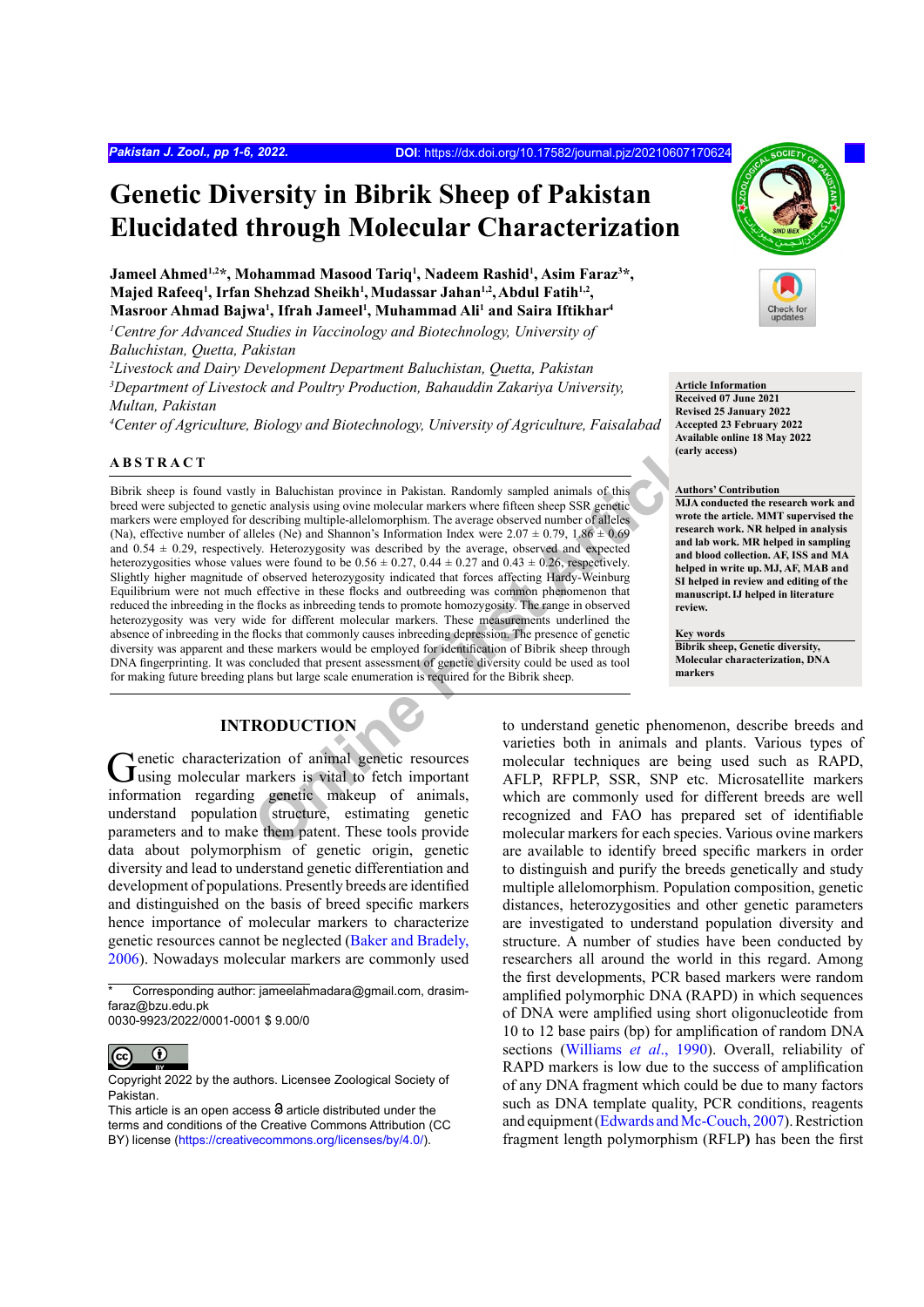# Genetic Diversity in Bibrik Sheep of Pakistan Elucidated through Molecular Characterization

**Jameel Ahmed[1,2]*, Mohammad Masood Tariq[1], Nadeem Rashid[1], Asim Faraz[3]*, Majed Rafeeq[1], Irfan Shehzad Sheikh[1], Mudassar Jahan[1,2], Abdul Fatih[1,2], Masroor Ahmad Bajwa[1], Ifrah Jameel[1], Muhammad Ali[1] and Saira Iftikhar[4]**

*[1]Centre for Advanced Studies in Vaccinology and Biotechnology, University of Baluchistan, Quetta, Pakistan*
*[2]Livestock and Dairy Development Department Baluchistan, Quetta, Pakistan*
*[3]Department of Livestock and Poultry Production, Bahauddin Zakariya University, Multan, Pakistan*
*[4]Center of Agriculture, Biology and Biotechnology, University of Agriculture, Faisalabad*

**Article Information**
Received 07 June 2021
Revised 25 January 2022
Accepted 23 February 2022
Available online 18 May 2022
(early access)

**Authors' Contribution**
MJA conducted the research work and wrote the article. MMT supervised the research work. NR helped in analysis and lab work. MR helped in sampling and blood collection. AF, ISS and MA helped in write up. MJ, AF, MAB and SI helped in review and editing of the manuscript. IJ helped in literature review.

**Key words**
Bibrik sheep, Genetic diversity, Molecular characterization, DNA markers

## ABSTRACT

Bibrik sheep is found vastly in Baluchistan province in Pakistan. Randomly sampled animals of this breed were subjected to genetic analysis using ovine molecular markers where fifteen sheep SSR genetic markers were employed for describing multiple-allelomorphism. The average observed number of alleles (Na), effective number of alleles (Ne) and Shannon's Information Index were 2.07 ± 0.79, 1.86 ± 0.69 and 0.54 ± 0.29, respectively. Heterozygosity was described by the average, observed and expected heterozygosities whose values were found to be 0.56 ± 0.27, 0.44 ± 0.27 and 0.43 ± 0.26, respectively. Slightly higher magnitude of observed heterozygosity indicated that forces affecting Hardy-Weinburg Equilibrium were not much effective in these flocks and outbreeding was common phenomenon that reduced the inbreeding in the flocks as inbreeding tends to promote homozygosity. The range in observed heterozygosity was very wide for different molecular markers. These measurements underlined the absence of inbreeding in the flocks that commonly causes inbreeding depression. The presence of genetic diversity was apparent and these markers would be employed for identification of Bibrik sheep through DNA fingerprinting. It was concluded that present assessment of genetic diversity could be used as tool for making future breeding plans but large scale enumeration is required for the Bibrik sheep.

## INTRODUCTION

Genetic characterization of animal genetic resources using molecular markers is vital to fetch important information regarding genetic makeup of animals, understand population structure, estimating genetic parameters and to make them patent. These tools provide data about polymorphism of genetic origin, genetic diversity and lead to understand genetic differentiation and development of populations. Presently breeds are identified and distinguished on the basis of breed specific markers hence importance of molecular markers to characterize genetic resources cannot be neglected (Baker and Bradely, 2006). Nowadays molecular markers are commonly used to understand genetic phenomenon, describe breeds and varieties both in animals and plants. Various types of molecular techniques are being used such as RAPD, AFLP, RFPLP, SSR, SNP etc. Microsatellite markers which are commonly used for different breeds are well recognized and FAO has prepared set of identifiable molecular markers for each species. Various online markers are available to identify breed specific markers in order to distinguish and purify the breeds genetically and study multiple allelomorphism. Population composition, genetic distances, heterozygosities and other genetic parameters are investigated to understand population diversity and structure. A number of studies have been conducted by researchers all around the world in this regard. Among the first developments, PCR based markers were random amplified polymorphic DNA (RAPD) in which sequences of DNA were amplified using short oligonucleotide from 10 to 12 base pairs (bp) for amplification of random DNA sections (Williams *et al.*, 1990). Overall, reliability of RAPD markers is low due to the success of amplification of any DNA fragment which could be due to many factors such as DNA template quality, PCR conditions, reagents and equipment (Edwards and Mc-Couch, 2007). Restriction fragment length polymorphism (RFLP) has been the first

\* Corresponding author: jameelahmadara@gmail.com, drasim-faraz@bzu.edu.pk
0030-9923/2022/0001-0001 $ 9.00/0

Copyright 2022 by the authors. Licensee Zoological Society of Pakistan.
This article is an open access article distributed under the terms and conditions of the Creative Commons Attribution (CC BY) license (https://creativecommons.org/licenses/by/4.0/).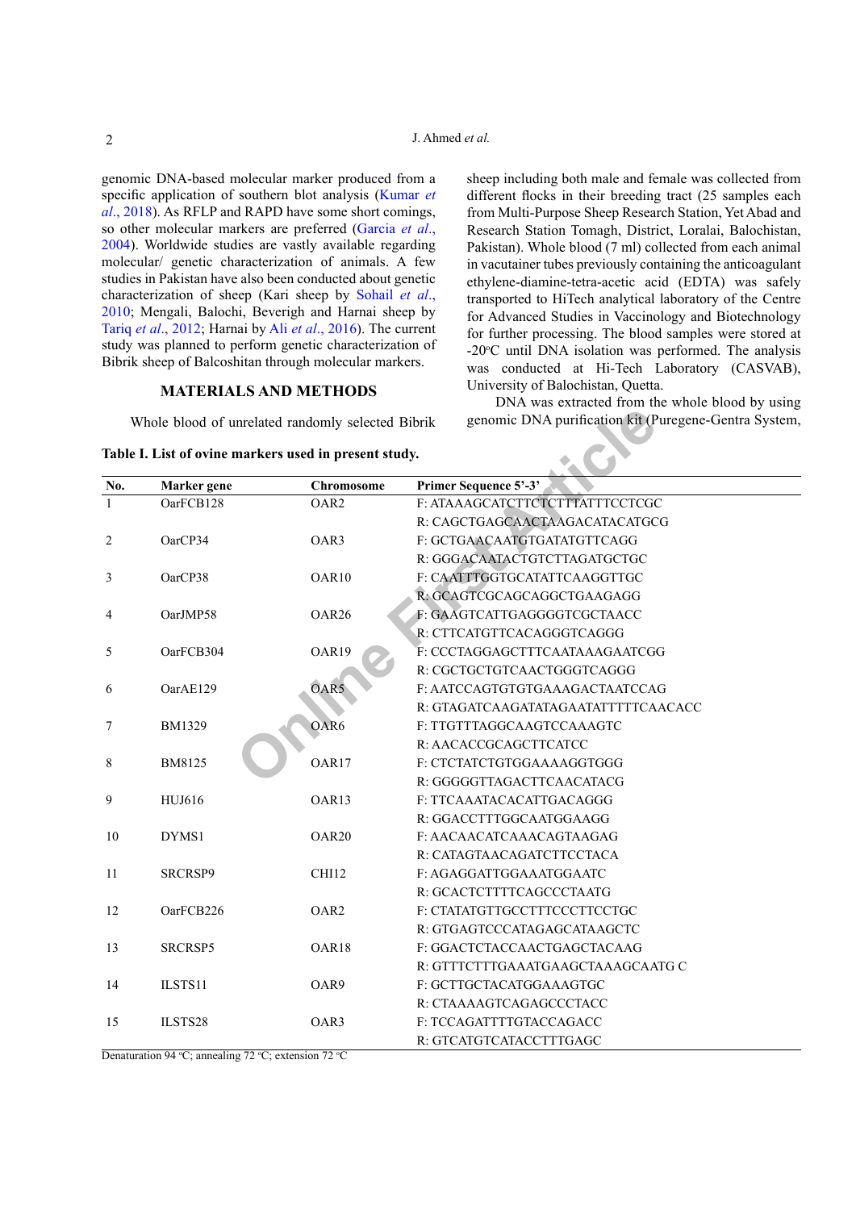genomic DNA-based molecular marker produced from a specific application of southern blot analysis (Kumar *et al*., 2018). As RFLP and RAPD have some short comings, so other molecular markers are preferred (Garcia *et al*., 2004). Worldwide studies are vastly available regarding molecular/ genetic characterization of animals. A few studies in Pakistan have also been conducted about genetic characterization of sheep (Kari sheep by Sohail *et al*., 2010; Mengali, Balochi, Beverigh and Harnai sheep by Tariq *et al*., 2012; Harnai by Ali *et al*., 2016). The current study was planned to perform genetic characterization of Bibrik sheep of Balcoshitan through molecular markers.

## MATERIALS AND METHODS

Whole blood of unrelated randomly selected Bibrik sheep including both male and female was collected from different flocks in their breeding tract (25 samples each from Multi-Purpose Sheep Research Station, Yet Abad and Research Station Tomagh, District, Loralai, Balochistan, Pakistan). Whole blood (7 ml) collected from each animal in vacutainer tubes previously containing the anticoagulant ethylene-diamine-tetra-acetic acid (EDTA) was safely transported to HiTech analytical laboratory of the Centre for Advanced Studies in Vaccinology and Biotechnology for further processing. The blood samples were stored at -20°C until DNA isolation was performed. The analysis was conducted at Hi-Tech Laboratory (CASVAB), University of Balochistan, Quetta.

DNA was extracted from the whole blood by using genomic DNA purification kit (Puregene-Gentra System,

**Table I. List of ovine markers used in present study.**

| No. | Marker gene | Chromosome | Primer Sequence 5'-3' |
|---|---|---|---|
| 1 | OarFCB128 | OAR2 | F: ATAAAGCATCTTCTCTTTATTTCCTCGC |
| | | | R: CAGCTGAGCAACTAAGACATACATGCG |
| 2 | OarCP34 | OAR3 | F: GCTGAACAATGTGATATGTTCAGG |
| | | | R: GGGACAATACTGTCTTAGATGCTGC |
| 3 | OarCP38 | OAR10 | F: CAATTTGGTGCATATTCAAGGTTGC |
| | | | R: GCAGTCGCAGCAGGCTGAAGAGG |
| 4 | OarJMP58 | OAR26 | F: GAAGTCATTGAGGGGTCGCTAACC |
| | | | R: CTTCATGTTCACAGGGTCAGGG |
| 5 | OarFCB304 | OAR19 | F: CCCTAGGAGCTTTCAATAAAGAATCGG |
| | | | R: CGCTGCTGTCAACTGGGTCAGGG |
| 6 | OarAE129 | OAR5 | F: AATCCAGTGTGTGAAAGACTAATCCAG |
| | | | R: GTAGATCAAGATATAGAATATTTTTCAACACC |
| 7 | BM1329 | OAR6 | F: TTGTTTAGGCAAGTCCAAAGTC |
| | | | R: AACACCGCAGCTTCATCC |
| 8 | BM8125 | OAR17 | F: CTCTATCTGTGGAAAAGGTGGG |
| | | | R: GGGGGTTAGACTTCAACATACG |
| 9 | HUJ616 | OAR13 | F: TTCAAATACACATTGACAGGG |
| | | | R: GGACCTTTGGCAATGGAAGG |
| 10 | DYMS1 | OAR20 | F: AACAACATCAAACAGTAAGAG |
| | | | R: CATAGTAACAGATCTTCCTACA |
| 11 | SRCRSP9 | CHI12 | F: AGAGGATTGGAAATGGAATC |
| | | | R: GCACTCTTTTCAGCCCTAATG |
| 12 | OarFCB226 | OAR2 | F: CTATATGTTGCCTTTCCCTTCCTGC |
| | | | R: GTGAGTCCCATAGAGCATAAGCTC |
| 13 | SRCRSP5 | OAR18 | F: GGACTCTACCAACTGAGCTACAAG |
| | | | R: GTTTCTTTGAAATGAAGCTAAAGCAATG C |
| 14 | ILSTS11 | OAR9 | F: GCTTGCTACATGGAAAGTGC |
| | | | R: CTAAAAGTCAGAGCCCTACC |
| 15 | ILSTS28 | OAR3 | F: TCCAGATTTTGTACCAGACC |
| | | | R: GTCATGTCATACCTTTGAGC |

Denaturation 94 °C; annealing 72 °C; extension 72 °C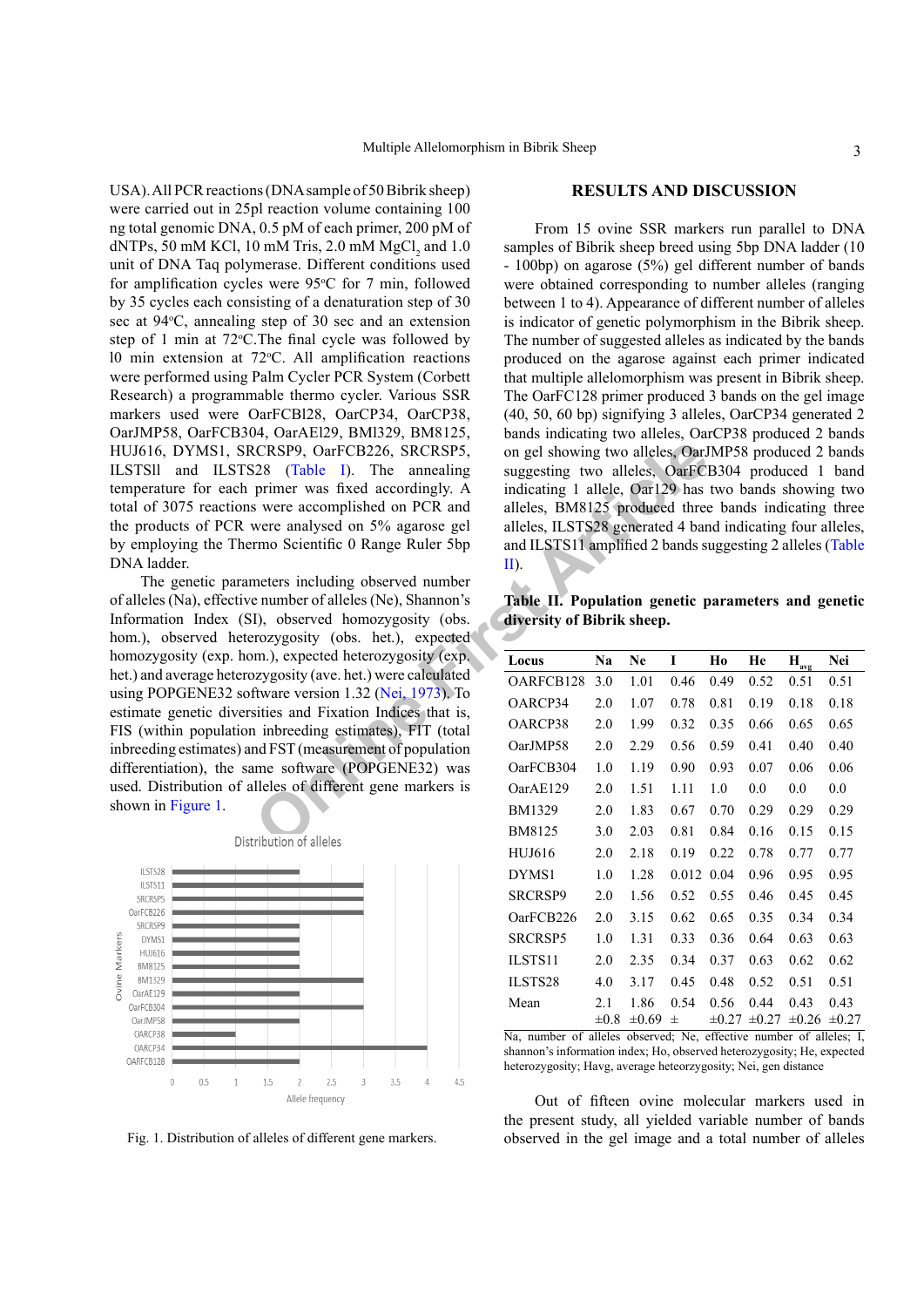USA). All PCR reactions (DNA sample of 50 Bibrik sheep) were carried out in 25pl reaction volume containing 100 ng total genomic DNA, 0.5 pM of each primer, 200 pM of dNTPs, 50 mM KCl, 10 mM Tris, 2.0 mM $MgCl_2$ and 1.0 unit of DNA Taq polymerase. Different conditions used for amplification cycles were 95°C for 7 min, followed by 35 cycles each consisting of a denaturation step of 30 sec at 94°C, annealing step of 30 sec and an extension step of 1 min at 72°C.The final cycle was followed by l0 min extension at 72°C. All amplification reactions were performed using Palm Cycler PCR System (Corbett Research) a programmable thermo cycler. Various SSR markers used were OarFCBl28, OarCP34, OarCP38, OarJMP58, OarFCB304, OarAEl29, BMl329, BM8125, HUJ616, DYMS1, SRCRSP9, OarFCB226, SRCRSP5, ILSTSll and ILSTS28 (Table I). The annealing temperature for each primer was fixed accordingly. A total of 3075 reactions were accomplished on PCR and the products of PCR were analysed on 5% agarose gel by employing the Thermo Scientific 0 Range Ruler 5bp DNA ladder.

The genetic parameters including observed number of alleles (Na), effective number of alleles (Ne), Shannon's Information Index (SI), observed homozygosity (obs. hom.), observed heterozygosity (obs. het.), expected homozygosity (exp. hom.), expected heterozygosity (exp. het.) and average heterozygosity (ave. het.) were calculated using POPGENE32 software version 1.32 (Nei, 1973). To estimate genetic diversities and Fixation Indices that is, FIS (within population inbreeding estimates), FIT (total inbreeding estimates) and FST (measurement of population differentiation), the same software (POPGENE32) was used. Distribution of alleles of different gene markers is shown in Figure 1.

Fig. 1. Distribution of alleles of different gene markers.

## RESULTS AND DISCUSSION

From 15 ovine SSR markers run parallel to DNA samples of Bibrik sheep breed using 5bp DNA ladder (10 - 100bp) on agarose (5%) gel different number of bands were obtained corresponding to number alleles (ranging between 1 to 4). Appearance of different number of alleles is indicator of genetic polymorphism in the Bibrik sheep. The number of suggested alleles as indicated by the bands produced on the agarose against each primer indicated that multiple allelomorphism was present in Bibrik sheep. The OarFC128 primer produced 3 bands on the gel image (40, 50, 60 bp) signifying 3 alleles, OarCP34 generated 2 bands indicating two alleles, OarCP38 produced 2 bands on gel showing two alleles, OarJMP58 produced 2 bands suggesting two alleles, OarFCB304 produced 1 band indicating 1 allele, Oar129 has two bands showing two alleles, BM8125 produced three bands indicating three alleles, ILSTS28 generated 4 band indicating four alleles, and ILSTS11 amplified 2 bands suggesting 2 alleles (Table II).

**Table II. Population genetic parameters and genetic diversity of Bibrik sheep.**

| Locus | Na | Ne | I | Ho | He | $H_{avg}$ | Nei |
|---|---|---|---|---|---|---|---|
| OARFCB128 | 3.0 | 1.01 | 0.46 | 0.49 | 0.52 | 0.51 | 0.51 |
| OARCP34 | 2.0 | 1.07 | 0.78 | 0.81 | 0.19 | 0.18 | 0.18 |
| OARCP38 | 2.0 | 1.99 | 0.32 | 0.35 | 0.66 | 0.65 | 0.65 |
| OarJMP58 | 2.0 | 2.29 | 0.56 | 0.59 | 0.41 | 0.40 | 0.40 |
| OarFCB304 | 1.0 | 1.19 | 0.90 | 0.93 | 0.07 | 0.06 | 0.06 |
| OarAE129 | 2.0 | 1.51 | 1.11 | 1.0 | 0.0 | 0.0 | 0.0 |
| BM1329 | 2.0 | 1.83 | 0.67 | 0.70 | 0.29 | 0.29 | 0.29 |
| BM8125 | 3.0 | 2.03 | 0.81 | 0.84 | 0.16 | 0.15 | 0.15 |
| HUJ616 | 2.0 | 2.18 | 0.19 | 0.22 | 0.78 | 0.77 | 0.77 |
| DYMS1 | 1.0 | 1.28 | 0.012 | 0.04 | 0.96 | 0.95 | 0.95 |
| SRCRSP9 | 2.0 | 1.56 | 0.52 | 0.55 | 0.46 | 0.45 | 0.45 |
| OarFCB226 | 2.0 | 3.15 | 0.62 | 0.65 | 0.35 | 0.34 | 0.34 |
| SRCRSP5 | 1.0 | 1.31 | 0.33 | 0.36 | 0.64 | 0.63 | 0.63 |
| ILSTS11 | 2.0 | 2.35 | 0.34 | 0.37 | 0.63 | 0.62 | 0.62 |
| ILSTS28 | 4.0 | 3.17 | 0.45 | 0.48 | 0.52 | 0.51 | 0.51 |
| Mean | 2.1 ±0.8 | 1.86 ±0.69 | 0.54 ± | 0.56 ±0.27 | 0.44 ±0.27 | 0.43 ±0.26 | 0.43 ±0.27 |

Na, number of alleles observed; Ne, effective number of alleles; I, shannon's information index; Ho, observed heterozygosity; He, expected heterozygosity; Havg, average heteorzygosity; Nei, gen distance

Out of fifteen ovine molecular markers used in the present study, all yielded variable number of bands observed in the gel image and a total number of alleles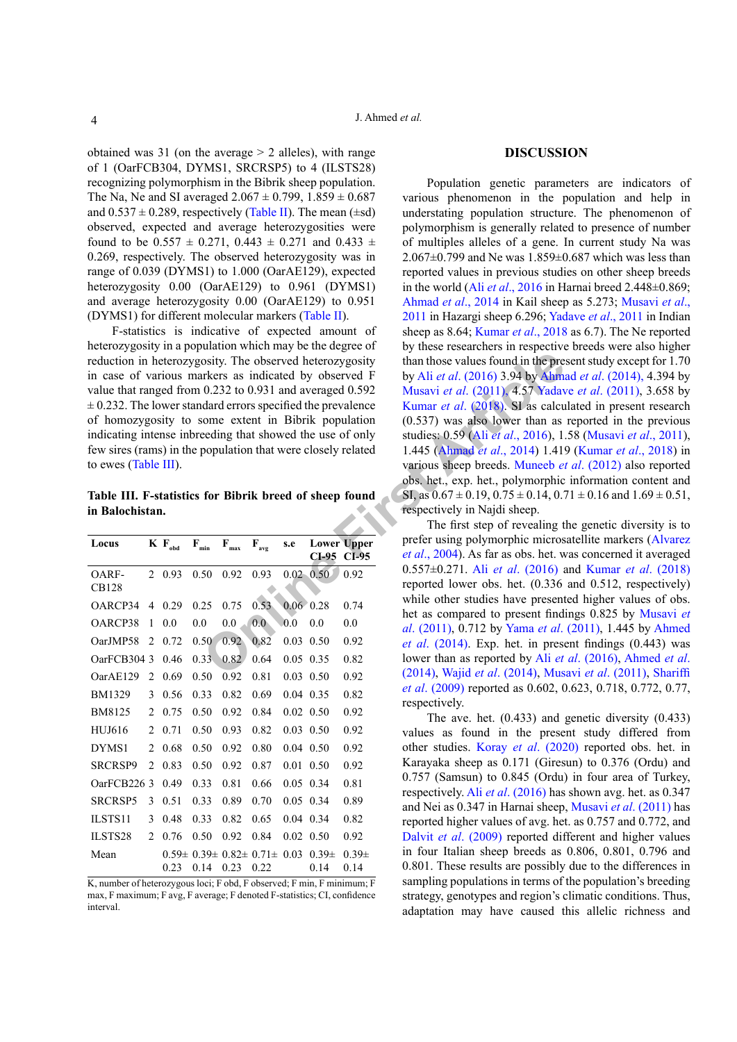obtained was 31 (on the average > 2 alleles), with range of 1 (OarFCB304, DYMS1, SRCRSP5) to 4 (ILSTS28) recognizing polymorphism in the Bibrik sheep population. The Na, Ne and SI averaged 2.067 ± 0.799, 1.859 ± 0.687 and 0.537 ± 0.289, respectively (Table II). The mean (±sd) observed, expected and average heterozygosities were found to be 0.557 ± 0.271, 0.443 ± 0.271 and 0.433 ± 0.269, respectively. The observed heterozygosity was in range of 0.039 (DYMS1) to 1.000 (OarAE129), expected heterozygosity 0.00 (OarAE129) to 0.961 (DYMS1) and average heterozygosity 0.00 (OarAE129) to 0.951 (DYMS1) for different molecular markers (Table II).

F-statistics is indicative of expected amount of heterozygosity in a population which may be the degree of reduction in heterozygosity. The observed heterozygosity in case of various markers as indicated by observed F value that ranged from 0.232 to 0.931 and averaged 0.592 ± 0.232. The lower standard errors specified the prevalence of homozygosity to some extent in Bibrik population indicating intense inbreeding that showed the use of only few sires (rams) in the population that were closely related to ewes (Table III).

**Table III. F-statistics for Bibrik breed of sheep found in Balochistan.**

| Locus | K | $F_{obd}$ | $F_{min}$ | $F_{max}$ | $F_{avg}$ | s.e | Lower CI-95 | Upper CI-95 |
|---|---|---|---|---|---|---|---|---|
| OARF-CB128 | 2 | 0.93 | 0.50 | 0.92 | 0.93 | 0.02 | 0.50 | 0.92 |
| OARCP34 | 4 | 0.29 | 0.25 | 0.75 | 0.53 | 0.06 | 0.28 | 0.74 |
| OARCP38 | 1 | 0.0 | 0.0 | 0.0 | 0.0 | 0.0 | 0.0 | 0.0 |
| OarJMP58 | 2 | 0.72 | 0.50 | 0.92 | 0.82 | 0.03 | 0.50 | 0.92 |
| OarFCB304 | 3 | 0.46 | 0.33 | 0.82 | 0.64 | 0.05 | 0.35 | 0.82 |
| OarAE129 | 2 | 0.69 | 0.50 | 0.92 | 0.81 | 0.03 | 0.50 | 0.92 |
| BM1329 | 3 | 0.56 | 0.33 | 0.82 | 0.69 | 0.04 | 0.35 | 0.82 |
| BM8125 | 2 | 0.75 | 0.50 | 0.92 | 0.84 | 0.02 | 0.50 | 0.92 |
| HUJ616 | 2 | 0.71 | 0.50 | 0.93 | 0.82 | 0.03 | 0.50 | 0.92 |
| DYMS1 | 2 | 0.68 | 0.50 | 0.92 | 0.80 | 0.04 | 0.50 | 0.92 |
| SRCRSP9 | 2 | 0.83 | 0.50 | 0.92 | 0.87 | 0.01 | 0.50 | 0.92 |
| OarFCB226 | 3 | 0.49 | 0.33 | 0.81 | 0.66 | 0.05 | 0.34 | 0.81 |
| SRCRSP5 | 3 | 0.51 | 0.33 | 0.89 | 0.70 | 0.05 | 0.34 | 0.89 |
| ILSTS11 | 3 | 0.48 | 0.33 | 0.82 | 0.65 | 0.04 | 0.34 | 0.82 |
| ILSTS28 | 2 | 0.76 | 0.50 | 0.92 | 0.84 | 0.02 | 0.50 | 0.92 |
| Mean | | 0.59± 0.23 | 0.39± 0.14 | 0.82± 0.23 | 0.71± 0.22 | 0.03 | 0.39± 0.14 | 0.39± 0.14 |

K, number of heterozygous loci; F obd, F observed; F min, F minimum; F max, F maximum; F avg, F average; F denoted F-statistics; CI, confidence interval.

## DISCUSSION

Population genetic parameters are indicators of various phenomenon in the population and help in understating population structure. The phenomenon of polymorphism is generally related to presence of number of multiples alleles of a gene. In current study Na was 2.067±0.799 and Ne was 1.859±0.687 which was less than reported values in previous studies on other sheep breeds in the world (Ali *et al*., 2016 in Harnai breed 2.448±0.869; Ahmad *et al*., 2014 in Kail sheep as 5.273; Musavi *et al*., 2011 in Hazargi sheep 6.296; Yadave *et al*., 2011 in Indian sheep as 8.64; Kumar *et al*., 2018 as 6.7). The Ne reported by these researchers in respective breeds were also higher than those values found in the present study except for 1.70 by Ali *et al*. (2016) 3.94 by Ahmad *et al*. (2014), 4.394 by Musavi *et al*. (2011), 4.57 Yadave *et al*. (2011), 3.658 by Kumar *et al*. (2018). SI as calculated in present research (0.537) was also lower than as reported in the previous studies: 0.59 (Ali *et al*., 2016), 1.58 (Musavi *et al*., 2011), 1.445 (Ahmad *et al*., 2014) 1.419 (Kumar *et al*., 2018) in various sheep breeds. Muneeb *et al*. (2012) also reported obs. het., exp. het., polymorphic information content and SI, as 0.67 ± 0.19, 0.75 ± 0.14, 0.71 ± 0.16 and 1.69 ± 0.51, respectively in Najdi sheep.

The first step of revealing the genetic diversity is to prefer using polymorphic microsatellite markers (Alvarez *et al*., 2004). As far as obs. het. was concerned it averaged 0.557±0.271. Ali *et al*. (2016) and Kumar *et al*. (2018) reported lower obs. het. (0.336 and 0.512, respectively) while other studies have presented higher values of obs. het as compared to present findings 0.825 by Musavi *et al*. (2011), 0.712 by Yama *et al*. (2011), 1.445 by Ahmed *et al*. (2014). Exp. het. in present findings (0.443) was lower than as reported by Ali *et al*. (2016), Ahmed *et al*. (2014), Wajid *et al*. (2014), Musavi *et al*. (2011), Shariffi *et al*. (2009) reported as 0.602, 0.623, 0.718, 0.772, 0.77, respectively.

The ave. het. (0.433) and genetic diversity (0.433) values as found in the present study differed from other studies. Koray *et al*. (2020) reported obs. het. in Karayaka sheep as 0.171 (Giresun) to 0.376 (Ordu) and 0.757 (Samsun) to 0.845 (Ordu) in four area of Turkey, respectively. Ali *et al*. (2016) has shown avg. het. as 0.347 and Nei as 0.347 in Harnai sheep, Musavi *et al*. (2011) has reported higher values of avg. het. as 0.757 and 0.772, and Dalvit *et al*. (2009) reported different and higher values in four Italian sheep breeds as 0.806, 0.801, 0.796 and 0.801. These results are possibly due to the differences in sampling populations in terms of the population's breeding strategy, genotypes and region's climatic conditions. Thus, adaptation may have caused this allelic richness and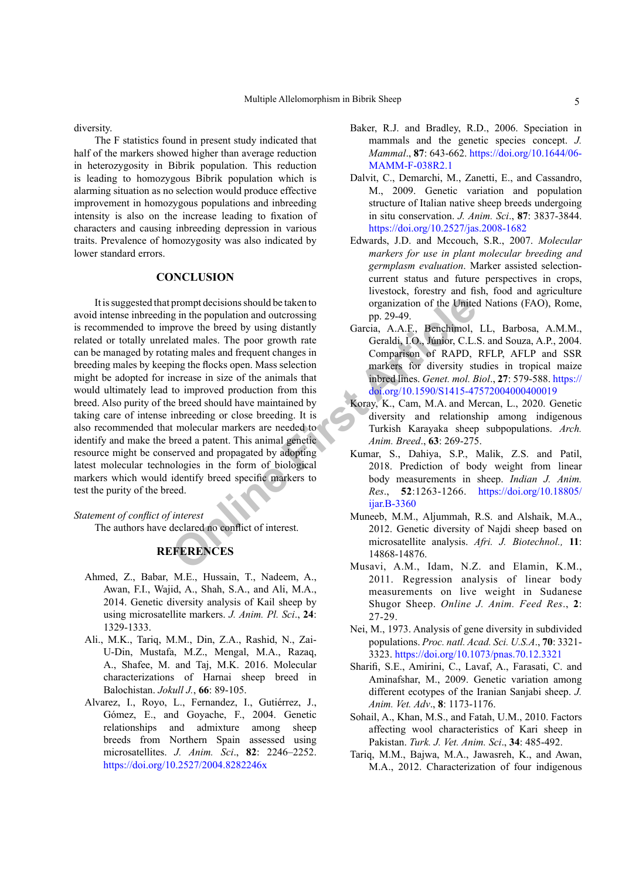diversity.

The F statistics found in present study indicated that half of the markers showed higher than average reduction in heterozygosity in Bibrik population. This reduction is leading to homozygous Bibrik population which is alarming situation as no selection would produce effective improvement in homozygous populations and inbreeding intensity is also on the increase leading to fixation of characters and causing inbreeding depression in various traits. Prevalence of homozygosity was also indicated by lower standard errors.

## CONCLUSION

It is suggested that prompt decisions should be taken to avoid intense inbreeding in the population and outcrossing is recommended to improve the breed by using distantly related or totally unrelated males. The poor growth rate can be managed by rotating males and frequent changes in breeding males by keeping the flocks open. Mass selection might be adopted for increase in size of the animals that would ultimately lead to improved production from this breed. Also purity of the breed should have maintained by taking care of intense inbreeding or close breeding. It is also recommended that molecular markers are needed to identify and make the breed a patent. This animal genetic resource might be conserved and propagated by adopting latest molecular technologies in the form of biological markers which would identify breed specific markers to test the purity of the breed.

*Statement of conflict of interest*

The authors have declared no conflict of interest.

## REFERENCES

Ahmed, Z., Babar, M.E., Hussain, T., Nadeem, A., Awan, F.I., Wajid, A., Shah, S.A., and Ali, M.A., 2014. Genetic diversity analysis of Kail sheep by using microsatellite markers. *J. Anim. Pl. Sci*., **24**: 1329-1333.

Ali., M.K., Tariq, M.M., Din, Z.A., Rashid, N., Zai-U-Din, Mustafa, M.Z., Mengal, M.A., Razaq, A., Shafee, M. and Taj, M.K. 2016. Molecular characterizations of Harnai sheep breed in Balochistan. *Jokull J.*, **66**: 89-105.

Alvarez, I., Royo, L., Fernandez, I., Gutiérrez, J., Gómez, E., and Goyache, F., 2004. Genetic relationships and admixture among sheep breeds from Northern Spain assessed using microsatellites. *J. Anim. Sci*., **82**: 2246–2252. https://doi.org/10.2527/2004.8282246x

Baker, R.J. and Bradley, R.D., 2006. Speciation in mammals and the genetic species concept. *J. Mammal*., **87**: 643-662. https://doi.org/10.1644/06-MAMM-F-038R2.1

Dalvit, C., Demarchi, M., Zanetti, E., and Cassandro, M., 2009. Genetic variation and population structure of Italian native sheep breeds undergoing in situ conservation. *J. Anim. Sci*., **87**: 3837-3844. https://doi.org/10.2527/jas.2008-1682

Edwards, J.D. and Mccouch, S.R., 2007. *Molecular markers for use in plant molecular breeding and germplasm evaluation*. Marker assisted selection-current status and future perspectives in crops, livestock, forestry and fish, food and agriculture organization of the United Nations (FAO), Rome, pp. 29-49.

Garcia, A.A.F., Benchimol, LL, Barbosa, A.M.M., Geraldi, I.O., Júnior, C.L.S. and Souza, A.P., 2004. Comparison of RAPD, RFLP, AFLP and SSR markers for diversity studies in tropical maize inbred lines. *Genet. mol. Biol*., **27**: 579-588. https://doi.org/10.1590/S1415-47572004000400019

Koray, K., Cam, M.A. and Mercan, L., 2020. Genetic diversity and relationship among indigenous Turkish Karayaka sheep subpopulations. *Arch. Anim. Breed*., **63**: 269-275.

Kumar, S., Dahiya, S.P., Malik, Z.S. and Patil, 2018. Prediction of body weight from linear body measurements in sheep. *Indian J. Anim. Res*., **52**:1263-1266. https://doi.org/10.18805/ijar.B-3360

Muneeb, M.M., Aljummah, R.S. and Alshaik, M.A., 2012. Genetic diversity of Najdi sheep based on microsatellite analysis. *Afri. J. Biotechnol.,* **11**: 14868-14876.

Musavi, A.M., Idam, N.Z. and Elamin, K.M., 2011. Regression analysis of linear body measurements on live weight in Sudanese Shugor Sheep. *Online J. Anim. Feed Res*., **2**: 27-29.

Nei, M., 1973. Analysis of gene diversity in subdivided populations. *Proc. natl. Acad. Sci. U.S.A*., **70**: 3321-3323. https://doi.org/10.1073/pnas.70.12.3321

Sharifi, S.E., Amirini, C., Lavaf, A., Farasati, C. and Aminafshar, M., 2009. Genetic variation among different ecotypes of the Iranian Sanjabi sheep. *J. Anim. Vet. Adv*., **8**: 1173-1176.

Sohail, A., Khan, M.S., and Fatah, U.M., 2010. Factors affecting wool characteristics of Kari sheep in Pakistan. *Turk. J. Vet. Anim. Sci*., **34**: 485-492.

Tariq, M.M., Bajwa, M.A., Jawasreh, K., and Awan, M.A., 2012. Characterization of four indigenous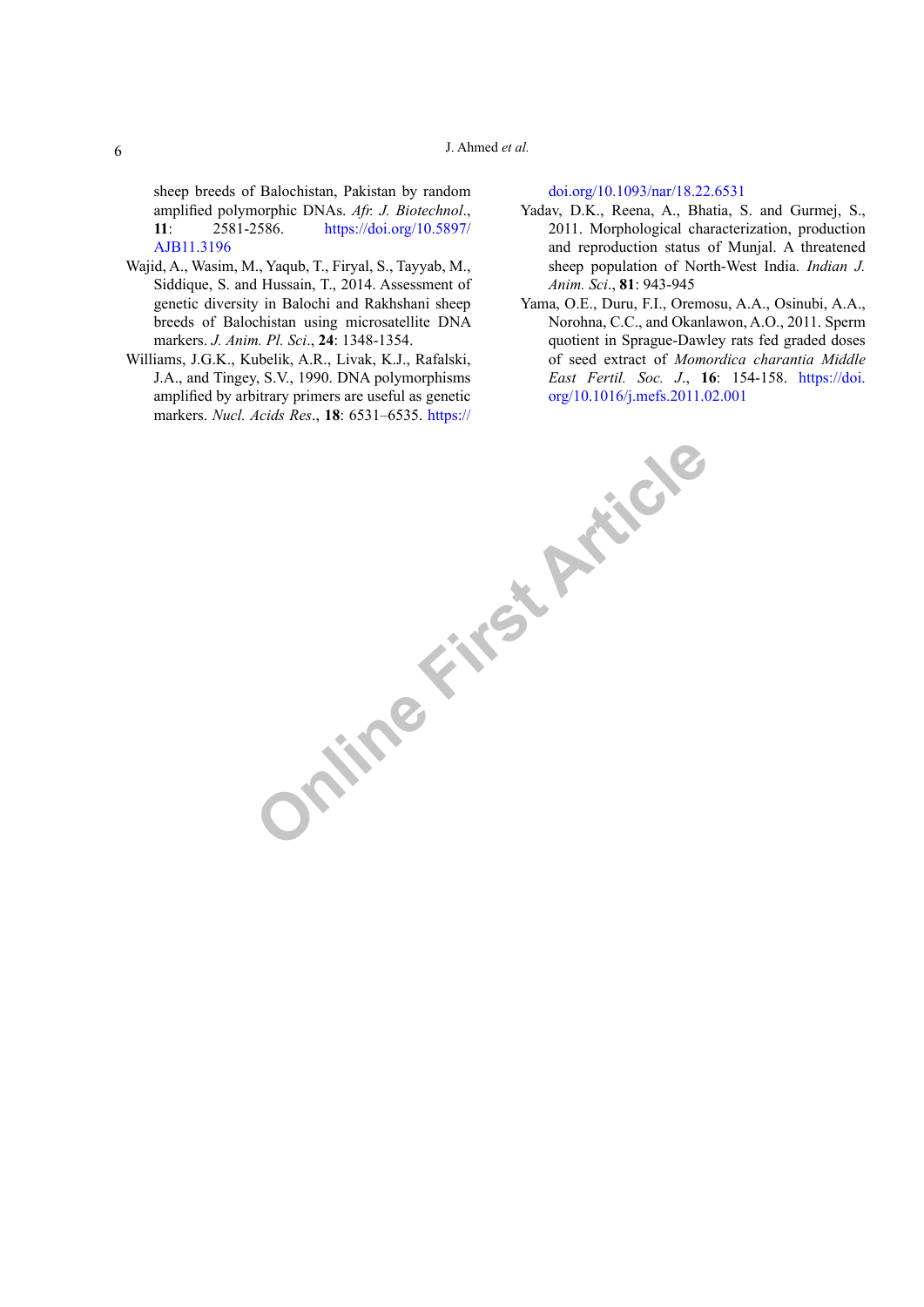sheep breeds of Balochistan, Pakistan by random amplified polymorphic DNAs. *Afr. J. Biotechnol.*, **11**: 2581-2586. https://doi.org/10.5897/AJB11.3196

Wajid, A., Wasim, M., Yaqub, T., Firyal, S., Tayyab, M., Siddique, S. and Hussain, T., 2014. Assessment of genetic diversity in Balochi and Rakhshani sheep breeds of Balochistan using microsatellite DNA markers. *J. Anim. Pl. Sci.*, **24**: 1348-1354.

Williams, J.G.K., Kubelik, A.R., Livak, K.J., Rafalski, J.A., and Tingey, S.V., 1990. DNA polymorphisms amplified by arbitrary primers are useful as genetic markers. *Nucl. Acids Res.*, **18**: 6531–6535. https://doi.org/10.1093/nar/18.22.6531

Yadav, D.K., Reena, A., Bhatia, S. and Gurmej, S., 2011. Morphological characterization, production and reproduction status of Munjal. A threatened sheep population of North-West India. *Indian J. Anim. Sci.*, **81**: 943-945

Yama, O.E., Duru, F.I., Oremosu, A.A., Osinubi, A.A., Norohna, C.C., and Okanlawon, A.O., 2011. Sperm quotient in Sprague-Dawley rats fed graded doses of seed extract of *Momordica charantia Middle East Fertil. Soc. J.*, **16**: 154-158. https://doi.org/10.1016/j.mefs.2011.02.001